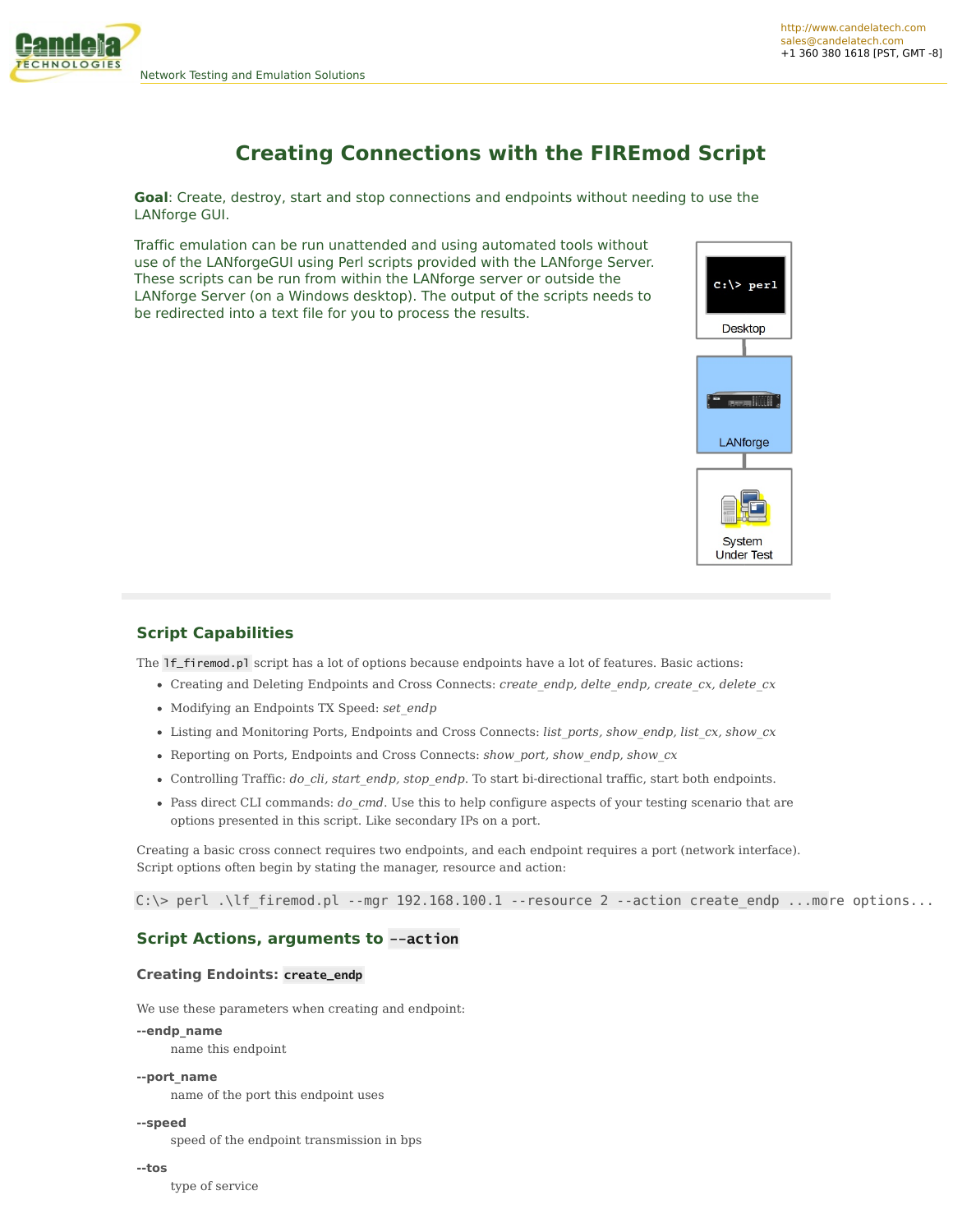# Creating Connections with the FIREmod Script

**Goal**: Create, destroy, start and stop connections and endpoints without needing to use the LANforge GUI.

Traffic emulation can be run unattended and using automated tools without use of the LANforgeGUI using Perl scripts provided with the LANforge Server. These scripts can be run from within the LANforge server or outside the LANforge Server (on a Windows desktop). The output of the scripts needs to be redirected into a text file for you to process the results.

## Script Capabilities

The `lf_firemod.pl` script has a lot of options because endpoints have a lot of features. Basic actions:

- Creating and Deleting Endpoints and Cross Connects: *create_endp, delte_endp, create_cx, delete_cx*
- Modifying an Endpoints TX Speed: *set_endp*
- Listing and Monitoring Ports, Endpoints and Cross Connects: *list_ports, show_endp, list_cx, show_cx*
- Reporting on Ports, Endpoints and Cross Connects: *show_port, show_endp, show_cx*
- Controlling Traffic: *do_cli, start_endp, stop_endp*. To start bi-directional traffic, start both endpoints.
- Pass direct CLI commands: *do_cmd*. Use this to help configure aspects of your testing scenario that are options presented in this script. Like secondary IPs on a port.

Creating a basic cross connect requires two endpoints, and each endpoint requires a port (network interface). Script options often begin by stating the manager, resource and action:

```
C:\> perl .\lf_firemod.pl --mgr 192.168.100.1 --resource 2 --action create_endp ...more options...
```

## Script Actions, arguments to `--action`

### Creating Endoints: `create_endp`

We use these parameters when creating and endpoint:

**--endp_name**
: name this endpoint

**--port_name**
: name of the port this endpoint uses

**--speed**
: speed of the endpoint transmission in bps

**--tos**
: type of service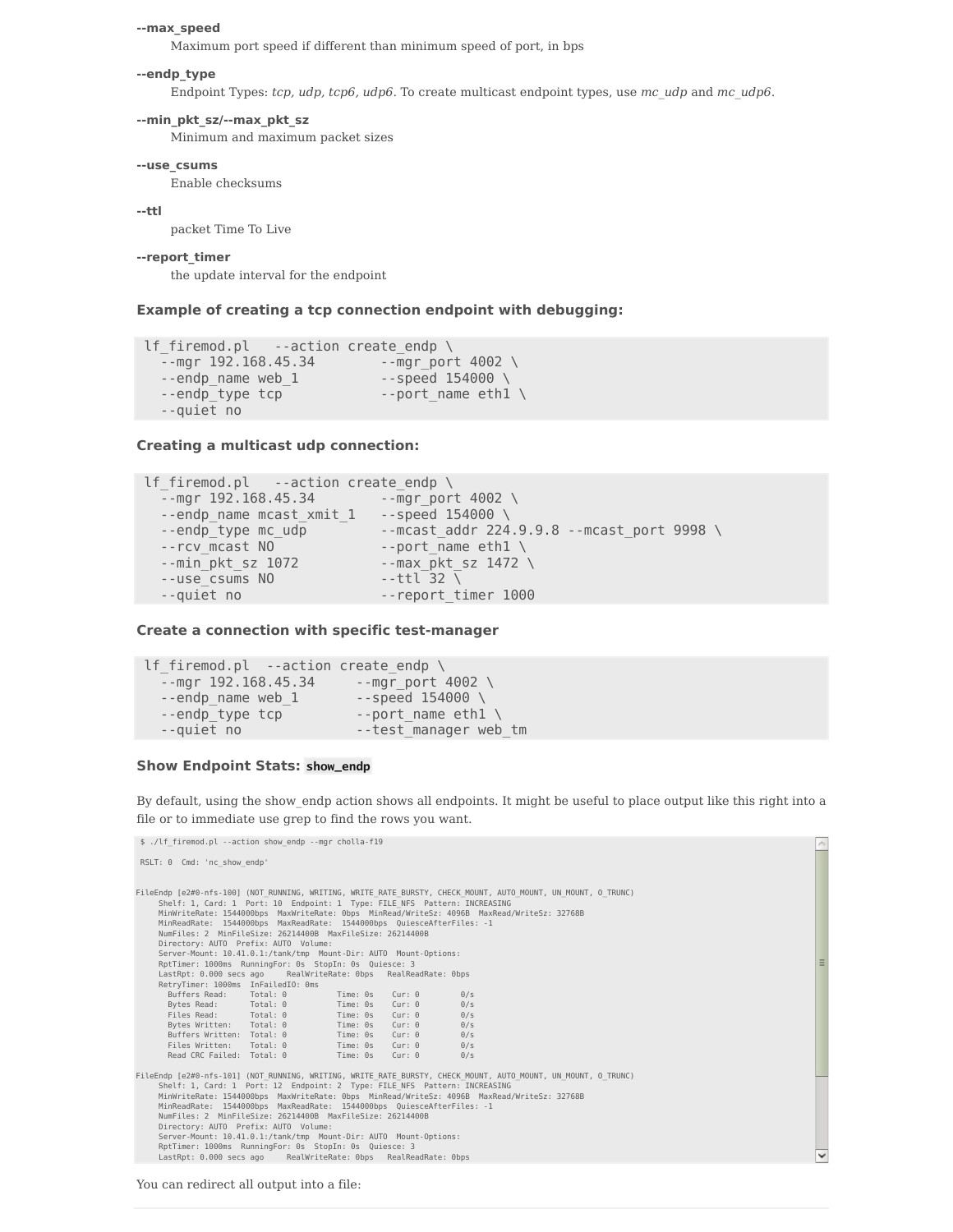**--max_speed**
: Maximum port speed if different than minimum speed of port, in bps

**--endp_type**
: Endpoint Types: *tcp, udp, tcp6, udp6*. To create multicast endpoint types, use *mc_udp* and *mc_udp6*.

**--min_pkt_sz/--max_pkt_sz**
: Minimum and maximum packet sizes

**--use_csums**
: Enable checksums

**--ttl**
: packet Time To Live

**--report_timer**
: the update interval for the endpoint

### Example of creating a tcp connection endpoint with debugging:

```
lf_firemod.pl   --action create_endp \
  --mgr 192.168.45.34        --mgr_port 4002 \
  --endp_name web_1          --speed 154000 \
  --endp_type tcp            --port_name eth1 \
  --quiet no
```

### Creating a multicast udp connection:

```
lf_firemod.pl   --action create_endp \
  --mgr 192.168.45.34        --mgr_port 4002 \
  --endp_name mcast_xmit_1   --speed 154000 \
  --endp_type mc_udp         --mcast_addr 224.9.9.8 --mcast_port 9998 \
  --rcv_mcast NO             --port_name eth1 \
  --min_pkt_sz 1072          --max_pkt_sz 1472 \
  --use_csums NO             --ttl 32 \
  --quiet no                 --report_timer 1000
```

### Create a connection with specific test-manager

```
lf_firemod.pl  --action create_endp \
  --mgr 192.168.45.34     --mgr_port 4002 \
  --endp_name web_1       --speed 154000 \
  --endp_type tcp         --port_name eth1 \
  --quiet no              --test_manager web_tm
```

### Show Endpoint Stats: `show_endp`

By default, using the show_endp action shows all endpoints. It might be useful to place output like this right into a file or to immediate use grep to find the rows you want.

```
$ ./lf_firemod.pl --action show_endp --mgr cholla-f19

 RSLT: 0  Cmd: 'nc_show_endp'


FileEndp [e2#0-nfs-100] (NOT_RUNNING, WRITING, WRITE_RATE_BURSTY, CHECK_MOUNT, AUTO_MOUNT, UN_MOUNT, O_TRUNC)
     Shelf: 1, Card: 1  Port: 10  Endpoint: 1  Type: FILE_NFS  Pattern: INCREASING
     MinWriteRate: 1544000bps  MaxWriteRate: 0bps  MinRead/WriteSz: 4096B  MaxRead/WriteSz: 32768B
     MinReadRate:  1544000bps  MaxReadRate:  1544000bps  QuiesceAfterFiles: -1
     NumFiles: 2  MinFileSize: 26214400B  MaxFileSize: 26214400B
     Directory: AUTO  Prefix: AUTO  Volume:
     Server-Mount: 10.41.0.1:/tank/tmp  Mount-Dir: AUTO  Mount-Options:
     RptTimer: 1000ms  RunningFor: 0s  StopIn: 0s  Quiesce: 3
     LastRpt: 0.000 secs ago     RealWriteRate: 0bps   RealReadRate: 0bps
     RetryTimer: 1000ms  InFailedIO: 0ms
       Buffers Read:     Total: 0          Time: 0s    Cur: 0         0/s
       Bytes Read:       Total: 0          Time: 0s    Cur: 0         0/s
       Files Read:       Total: 0          Time: 0s    Cur: 0         0/s
       Bytes Written:    Total: 0          Time: 0s    Cur: 0         0/s
       Buffers Written:  Total: 0          Time: 0s    Cur: 0         0/s
       Files Written:    Total: 0          Time: 0s    Cur: 0         0/s
       Read CRC Failed:  Total: 0          Time: 0s    Cur: 0         0/s

FileEndp [e2#0-nfs-101] (NOT_RUNNING, WRITING, WRITE_RATE_BURSTY, CHECK_MOUNT, AUTO_MOUNT, UN_MOUNT, O_TRUNC)
     Shelf: 1, Card: 1  Port: 12  Endpoint: 2  Type: FILE_NFS  Pattern: INCREASING
     MinWriteRate: 1544000bps  MaxWriteRate: 0bps  MinRead/WriteSz: 4096B  MaxRead/WriteSz: 32768B
     MinReadRate:  1544000bps  MaxReadRate:  1544000bps  QuiesceAfterFiles: -1
     NumFiles: 2  MinFileSize: 26214400B  MaxFileSize: 26214400B
     Directory: AUTO  Prefix: AUTO  Volume:
     Server-Mount: 10.41.0.1:/tank/tmp  Mount-Dir: AUTO  Mount-Options:
     RptTimer: 1000ms  RunningFor: 0s  StopIn: 0s  Quiesce: 3
     LastRpt: 0.000 secs ago     RealWriteRate: 0bps   RealReadRate: 0bps
```

You can redirect all output into a file: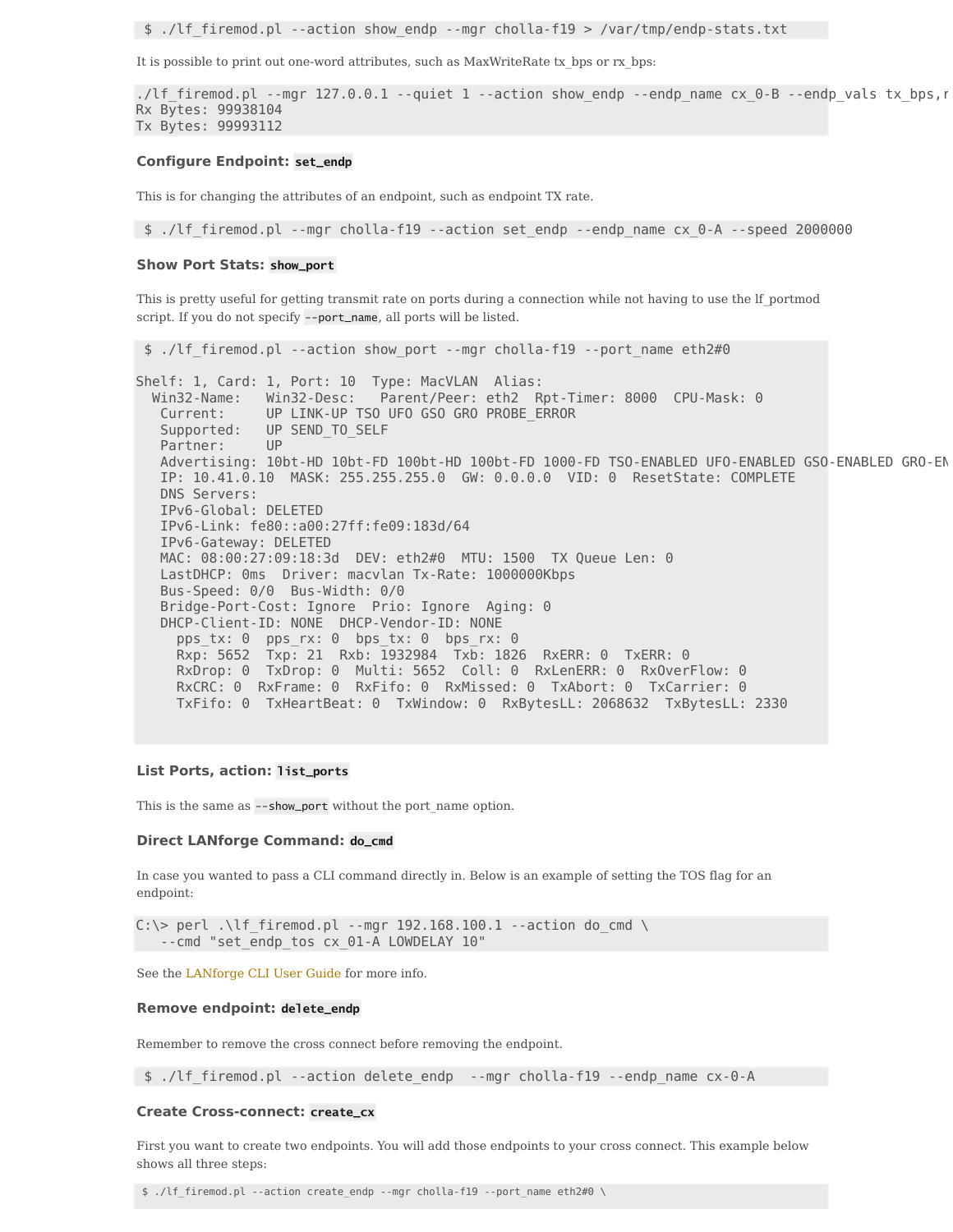```
 $ ./lf_firemod.pl --action show_endp --mgr cholla-f19 > /var/tmp/endp-stats.txt
```

It is possible to print out one-word attributes, such as MaxWriteRate tx_bps or rx_bps:

```
./lf_firemod.pl --mgr 127.0.0.1 --quiet 1 --action show_endp --endp_name cx_0-B --endp_vals tx_bps,r
Rx Bytes: 99938104
Tx Bytes: 99993112
```

#### Configure Endpoint: `set_endp`

This is for changing the attributes of an endpoint, such as endpoint TX rate.

```
 $ ./lf_firemod.pl --mgr cholla-f19 --action set_endp --endp_name cx_0-A --speed 2000000
```

#### Show Port Stats: `show_port`

This is pretty useful for getting transmit rate on ports during a connection while not having to use the lf_portmod script. If you do not specify `--port_name`, all ports will be listed.

```
 $ ./lf_firemod.pl --action show_port --mgr cholla-f19 --port_name eth2#0

Shelf: 1, Card: 1, Port: 10  Type: MacVLAN  Alias:
  Win32-Name:   Win32-Desc:   Parent/Peer: eth2  Rpt-Timer: 8000  CPU-Mask: 0
   Current:     UP LINK-UP TSO UFO GSO GRO PROBE_ERROR
   Supported:   UP SEND_TO_SELF
   Partner:     UP
   Advertising: 10bt-HD 10bt-FD 100bt-HD 100bt-FD 1000-FD TSO-ENABLED UFO-ENABLED GSO-ENABLED GRO-EN
   IP: 10.41.0.10  MASK: 255.255.255.0  GW: 0.0.0.0  VID: 0  ResetState: COMPLETE
   DNS Servers:
   IPv6-Global: DELETED
   IPv6-Link: fe80::a00:27ff:fe09:183d/64
   IPv6-Gateway: DELETED
   MAC: 08:00:27:09:18:3d  DEV: eth2#0  MTU: 1500  TX Queue Len: 0
   LastDHCP: 0ms  Driver: macvlan Tx-Rate: 1000000Kbps
   Bus-Speed: 0/0  Bus-Width: 0/0
   Bridge-Port-Cost: Ignore  Prio: Ignore  Aging: 0
   DHCP-Client-ID: NONE  DHCP-Vendor-ID: NONE
     pps_tx: 0  pps_rx: 0  bps_tx: 0  bps_rx: 0
     Rxp: 5652  Txp: 21  Rxb: 1932984  Txb: 1826  RxERR: 0  TxERR: 0
     RxDrop: 0  TxDrop: 0  Multi: 5652  Coll: 0  RxLenERR: 0  RxOverFlow: 0
     RxCRC: 0  RxFrame: 0  RxFifo: 0  RxMissed: 0  TxAbort: 0  TxCarrier: 0
     TxFifo: 0  TxHeartBeat: 0  TxWindow: 0  RxBytesLL: 2068632  TxBytesLL: 2330
```

#### List Ports, action: `list_ports`

This is the same as `--show_port` without the port_name option.

#### Direct LANforge Command: `do_cmd`

In case you wanted to pass a CLI command directly in. Below is an example of setting the TOS flag for an endpoint:

```
C:\> perl .\lf_firemod.pl --mgr 192.168.100.1 --action do_cmd \
   --cmd "set_endp_tos cx_01-A LOWDELAY 10"
```

See the LANforge CLI User Guide for more info.

#### Remove endpoint: `delete_endp`

Remember to remove the cross connect before removing the endpoint.

```
 $ ./lf_firemod.pl --action delete_endp  --mgr cholla-f19 --endp_name cx-0-A
```

#### Create Cross-connect: `create_cx`

First you want to create two endpoints. You will add those endpoints to your cross connect. This example below shows all three steps:

```
$ ./lf_firemod.pl --action create_endp --mgr cholla-f19 --port_name eth2#0 \
```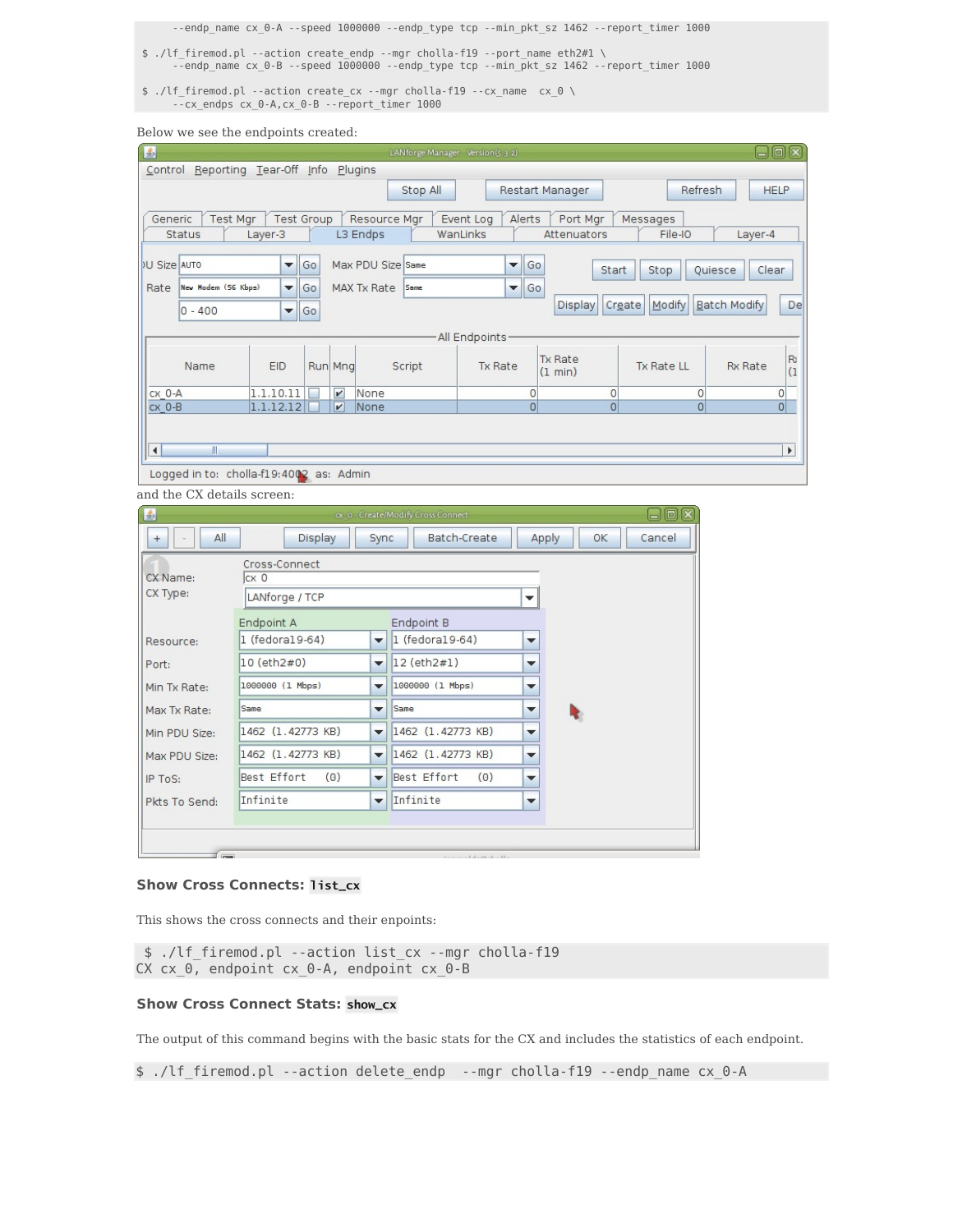```
    --endp_name cx_0-A --speed 1000000 --endp_type tcp --min_pkt_sz 1462 --report_timer 1000

$ ./lf_firemod.pl --action create_endp --mgr cholla-f19 --port_name eth2#1 \
    --endp_name cx_0-B --speed 1000000 --endp_type tcp --min_pkt_sz 1462 --report_timer 1000

$ ./lf_firemod.pl --action create_cx --mgr cholla-f19 --cx_name  cx_0 \
    --cx_endps cx_0-A,cx_0-B --report_timer 1000
```

Below we see the endpoints created:

and the CX details screen:

**Show Cross Connects: `list_cx`**

This shows the cross connects and their enpoints:

```
 $ ./lf_firemod.pl --action list_cx --mgr cholla-f19
CX cx_0, endpoint cx_0-A, endpoint cx_0-B
```

**Show Cross Connect Stats: `show_cx`**

The output of this command begins with the basic stats for the CX and includes the statistics of each endpoint.

```
$ ./lf_firemod.pl --action delete_endp  --mgr cholla-f19 --endp_name cx_0-A
```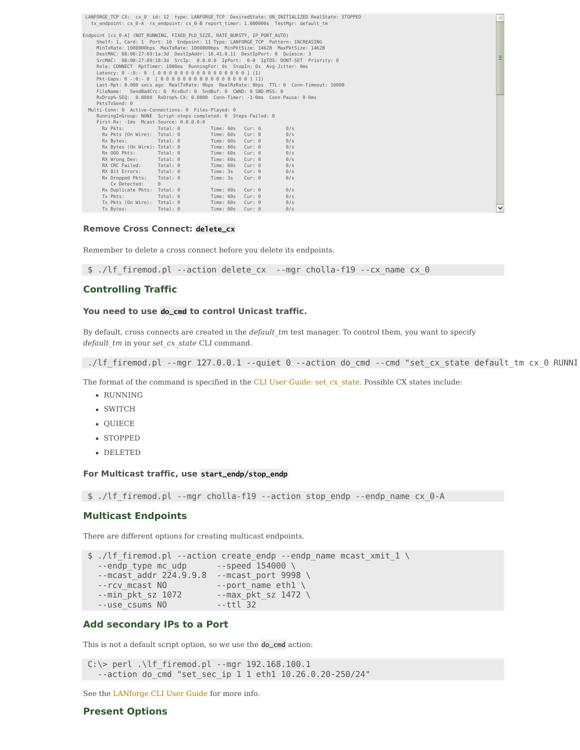```
 LANFORGE_TCP CX:  cx_0  id: 12  type: LANFORGE_TCP  DesiredState: UN_INITIALIZED RealState: STOPPED
   tx_endpoint: cx_0-A  rx_endpoint: cx_0-B report_timer: 1.000000s  TestMgr: default_tm

Endpoint [cx_0-A] (NOT_RUNNING, FIXED_PLD_SIZE, RATE_BURSTY, IP_PORT_AUTO)
     Shelf: 1, Card: 1  Port: 10  Endpoint: 11 Type: LANFORGE_TCP  Pattern: INCREASING
     MinTxRate: 1000000bps  MaxTxRate: 1000000bps  MinPktSize: 1462B  MaxPktSize: 1462B
     DestMAC: 08:00:27:69:1a:3d  DestIpAddr: 10.41.0.11  DestIpPort: 0  Quiesce: 3
     SrcMAC:  08:00:27:09:18:3d  SrcIp:  0.0.0.0  IpPort:  0-0  IpTOS: DONT-SET  Priority: 0
     Role: CONNECT  RptTimer: 1000ms  RunningFor: 0s  StopIn: 0s  Avg-Jitter: 0ms
     Latency: 0 -:0:- 0  [ 0 0 0 0 0 0 0 0 0 0 0 0 0 0 0 0 0 ] (1)
     Pkt-Gaps: 0 -:0:- 0  [ 0 0 0 0 0 0 0 0 0 0 0 0 0 0 0 0 0 ] (1)
     Last-Rpt: 0.000 secs ago  RealTxRate: 0bps  RealRxRate: 0bps  TTL: 0  Conn-Timeout: 10000
     FileName:   SendBadCrc: 0  RcvBuf: 0  SndBuf: 0  CWND: 0 SND-MSS: 0
     RxDrop%-SEQ:  0.0000  RxDrop%-CX: 0.0000  Conn-Timer: -1-0ms  Conn-Pause: 0-0ms
     PktsToSend: 0
  Multi-Conn: 0  Active-Connections: 0  Files-Played: 0
     RunningInGroup: NONE  Script-steps-completed: 0  Steps-Failed: 0
     First-Rx: -1ms  Mcast-Source: 0.0.0.0:0
       Rx Pkts:            Total: 0          Time: 60s   Cur: 0        0/s
       Rx Pkts (On Wire):  Total: 0          Time: 60s   Cur: 0        0/s
       Rx Bytes:           Total: 0          Time: 60s   Cur: 0        0/s
       Rx Bytes (On Wire): Total: 0          Time: 60s   Cur: 0        0/s
       Rx OOO Pkts:        Total: 0          Time: 60s   Cur: 0        0/s
       RX Wrong Dev:       Total: 0          Time: 60s   Cur: 0        0/s
       RX CRC Failed:      Total: 0          Time: 60s   Cur: 0        0/s
       RX Bit Errors:      Total: 0          Time: 3s    Cur: 0        0/s
       Rx Dropped Pkts:    Total: 0          Time: 3s    Cur: 0        0/s
          Cx Detected:     0
       Rx Duplicate Pkts:  Total: 0          Time: 60s   Cur: 0        0/s
       Tx Pkts:            Total: 0          Time: 60s   Cur: 0        0/s
       Tx Pkts (On Wire):  Total: 0          Time: 60s   Cur: 0        0/s
       Tx Bytes:           Total: 0          Time: 60s   Cur: 0        0/s
```

#### Remove Cross Connect: `delete_cx`

Remember to delete a cross connect before you delete its endpoints.

```
$ ./lf_firemod.pl --action delete_cx  --mgr cholla-f19 --cx_name cx_0
```

### Controlling Traffic

#### You need to use `do_cmd` to control Unicast traffic.

By default, cross connects are created in the *default_tm* test manager. To control them, you want to specify *default_tm* in your *set_cx_state* CLI command.

```
./lf_firemod.pl --mgr 127.0.0.1 --quiet 0 --action do_cmd --cmd "set_cx_state default_tm cx_0 RUNNI
```

The format of the command is specified in the CLI User Guide: set_cx_state. Possible CX states include:

- RUNNING
- SWITCH
- QUIECE
- STOPPED
- DELETED

#### For Multicast traffic, use `start_endp/stop_endp`

```
$ ./lf_firemod.pl --mgr cholla-f19 --action stop_endp --endp_name cx_0-A
```

### Multicast Endpoints

There are different options for creating multicast endpoints.

```
$ ./lf_firemod.pl --action create_endp --endp_name mcast_xmit_1 \
   --endp_type mc_udp      --speed 154000 \
   --mcast_addr 224.9.9.8  --mcast_port 9998 \
   --rcv_mcast NO          --port_name eth1 \
   --min_pkt_sz 1072       --max_pkt_sz 1472 \
   --use_csums NO          --ttl 32
```

### Add secondary IPs to a Port

This is not a default script option, so we use the `do_cmd` action:

```
C:\> perl .\lf_firemod.pl --mgr 192.168.100.1
   --action do_cmd "set_sec_ip 1 1 eth1 10.26.0.20-250/24"
```

See the LANforge CLI User Guide for more info.

### Present Options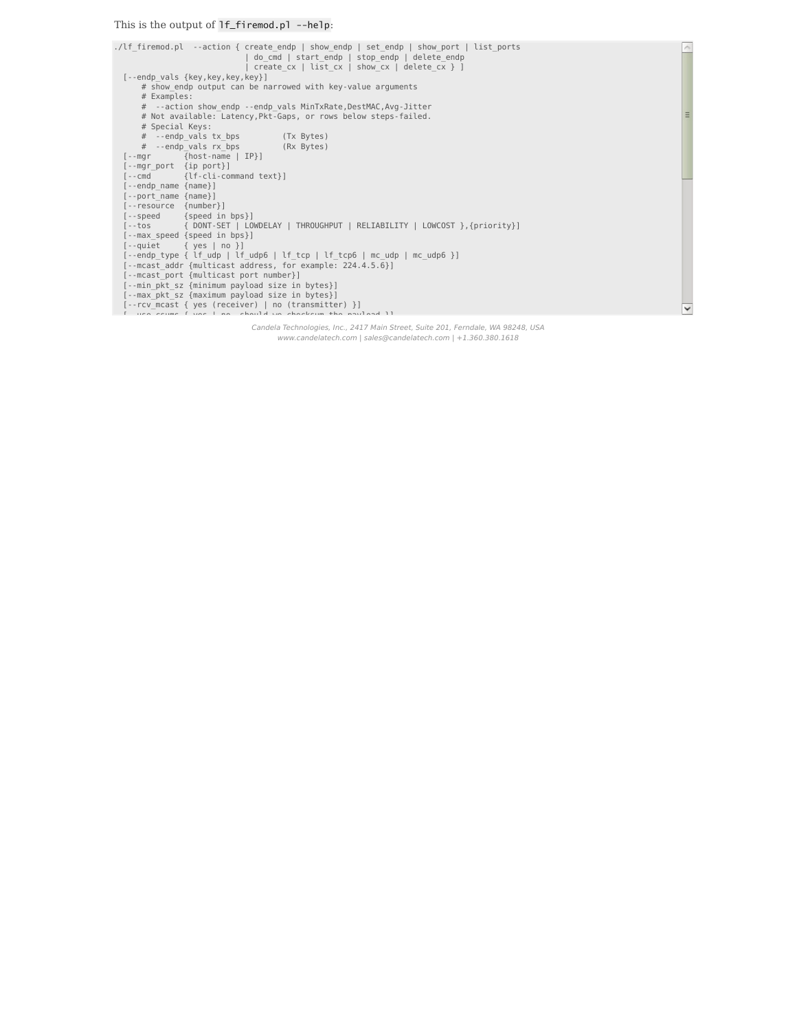This is the output of `lf_firemod.pl --help`:

```
./lf_firemod.pl  --action { create_endp | show_endp | set_endp | show_port | list_ports
                            | do_cmd | start_endp | stop_endp | delete_endp
                            | create_cx | list_cx | show_cx | delete_cx } ]
  [--endp_vals {key,key,key,key}]
      # show_endp output can be narrowed with key-value arguments
      # Examples:
      #  --action show_endp --endp_vals MinTxRate,DestMAC,Avg-Jitter
      # Not available: Latency,Pkt-Gaps, or rows below steps-failed.
      # Special Keys:
      #  --endp_vals tx_bps         (Tx Bytes)
      #  --endp_vals rx_bps         (Rx Bytes)
  [--mgr       {host-name | IP}]
  [--mgr_port  {ip port}]
  [--cmd       {lf-cli-command text}]
  [--endp_name {name}]
  [--port_name {name}]
  [--resource  {number}]
  [--speed     {speed in bps}]
  [--tos       { DONT-SET | LOWDELAY | THROUGHPUT | RELIABILITY | LOWCOST },{priority}]
  [--max_speed {speed in bps}]
  [--quiet     { yes | no }]
  [--endp_type { lf_udp | lf_udp6 | lf_tcp | lf_tcp6 | mc_udp | mc_udp6 }]
  [--mcast_addr {multicast address, for example: 224.4.5.6}]
  [--mcast_port {multicast port number}]
  [--min_pkt_sz {minimum payload size in bytes}]
  [--max_pkt_sz {maximum payload size in bytes}]
  [--rcv_mcast { yes (receiver) | no (transmitter) }]
  [--use_csums { yes | no, should we checksum the payload }]
```